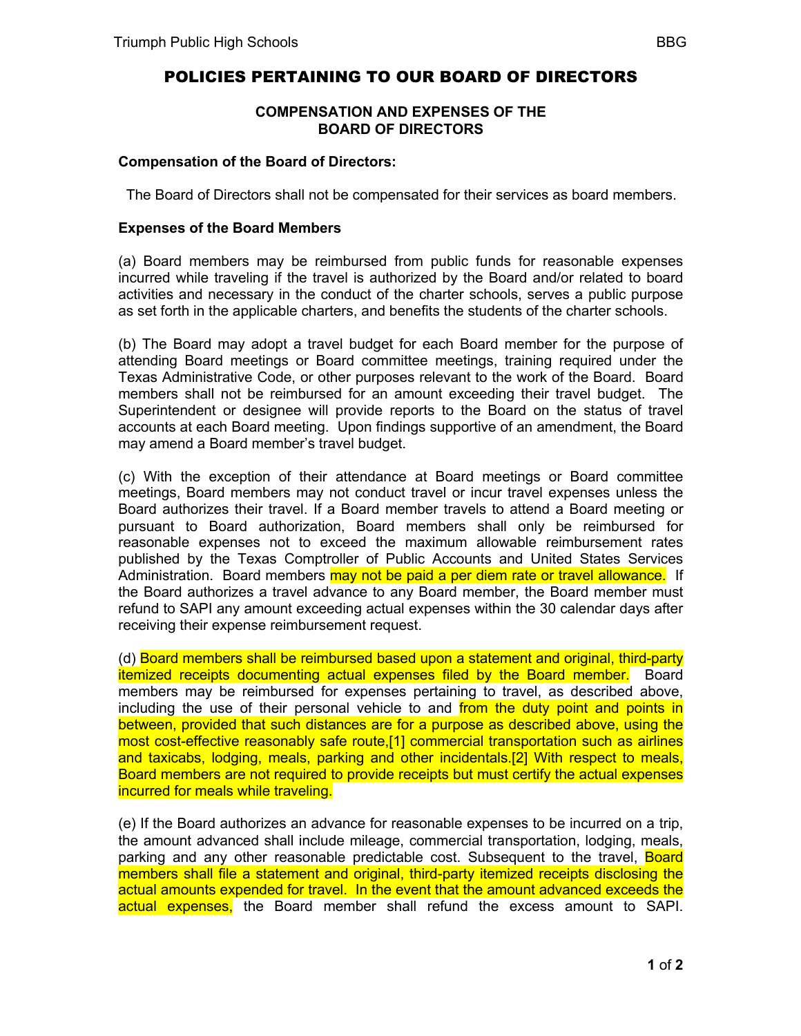# POLICIES PERTAINING TO OUR BOARD OF DIRECTORS

## COMPENSATION AND EXPENSES OF THE BOARD OF DIRECTORS

**Compensation of the Board of Directors:**

The Board of Directors shall not be compensated for their services as board members.

**Expenses of the Board Members**

(a) Board members may be reimbursed from public funds for reasonable expenses incurred while traveling if the travel is authorized by the Board and/or related to board activities and necessary in the conduct of the charter schools, serves a public purpose as set forth in the applicable charters, and benefits the students of the charter schools.

(b) The Board may adopt a travel budget for each Board member for the purpose of attending Board meetings or Board committee meetings, training required under the Texas Administrative Code, or other purposes relevant to the work of the Board. Board members shall not be reimbursed for an amount exceeding their travel budget. The Superintendent or designee will provide reports to the Board on the status of travel accounts at each Board meeting. Upon findings supportive of an amendment, the Board may amend a Board member's travel budget.

(c) With the exception of their attendance at Board meetings or Board committee meetings, Board members may not conduct travel or incur travel expenses unless the Board authorizes their travel. If a Board member travels to attend a Board meeting or pursuant to Board authorization, Board members shall only be reimbursed for reasonable expenses not to exceed the maximum allowable reimbursement rates published by the Texas Comptroller of Public Accounts and United States Services Administration. Board members may not be paid a per diem rate or travel allowance. If the Board authorizes a travel advance to any Board member, the Board member must refund to SAPI any amount exceeding actual expenses within the 30 calendar days after receiving their expense reimbursement request.

(d) Board members shall be reimbursed based upon a statement and original, third-party itemized receipts documenting actual expenses filed by the Board member. Board members may be reimbursed for expenses pertaining to travel, as described above, including the use of their personal vehicle to and from the duty point and points in between, provided that such distances are for a purpose as described above, using the most cost-effective reasonably safe route,[1] commercial transportation such as airlines and taxicabs, lodging, meals, parking and other incidentals.[2] With respect to meals, Board members are not required to provide receipts but must certify the actual expenses incurred for meals while traveling.

(e) If the Board authorizes an advance for reasonable expenses to be incurred on a trip, the amount advanced shall include mileage, commercial transportation, lodging, meals, parking and any other reasonable predictable cost. Subsequent to the travel, Board members shall file a statement and original, third-party itemized receipts disclosing the actual amounts expended for travel. In the event that the amount advanced exceeds the actual expenses, the Board member shall refund the excess amount to SAPI.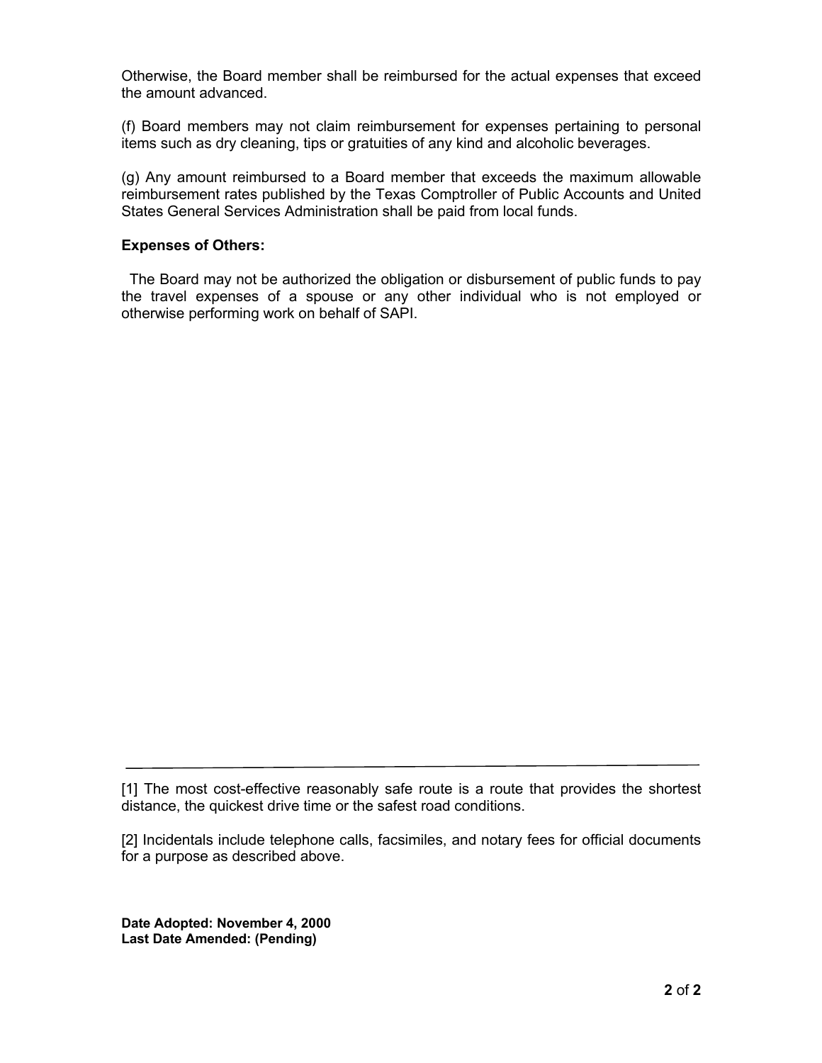Otherwise, the Board member shall be reimbursed for the actual expenses that exceed the amount advanced.

(f) Board members may not claim reimbursement for expenses pertaining to personal items such as dry cleaning, tips or gratuities of any kind and alcoholic beverages.

(g) Any amount reimbursed to a Board member that exceeds the maximum allowable reimbursement rates published by the Texas Comptroller of Public Accounts and United States General Services Administration shall be paid from local funds.

**Expenses of Others:**

The Board may not be authorized the obligation or disbursement of public funds to pay the travel expenses of a spouse or any other individual who is not employed or otherwise performing work on behalf of SAPI.

---

[1] The most cost-effective reasonably safe route is a route that provides the shortest distance, the quickest drive time or the safest road conditions.

[2] Incidentals include telephone calls, facsimiles, and notary fees for official documents for a purpose as described above.

**Date Adopted: November 4, 2000**
**Last Date Amended: (Pending)**